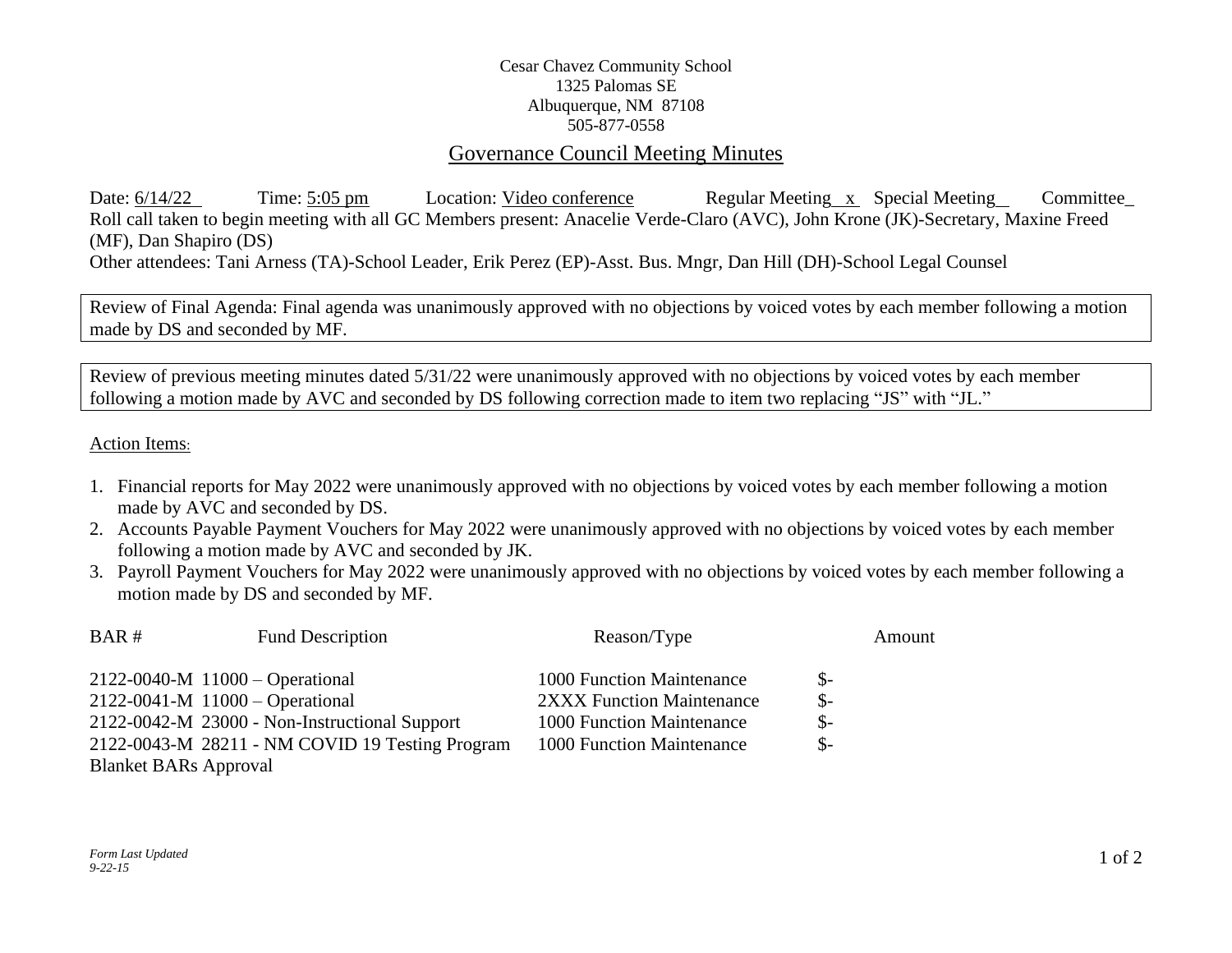Cesar Chavez Community School
1325 Palomas SE
Albuquerque, NM 87108
505-877-0558

# Governance Council Meeting Minutes

Date: 6/14/22 Time: 5:05 pm Location: Video conference Regular Meeting_x_ Special Meeting__ Committee_

Roll call taken to begin meeting with all GC Members present: Anacelie Verde-Claro (AVC), John Krone (JK)-Secretary, Maxine Freed (MF), Dan Shapiro (DS)

Other attendees: Tani Arness (TA)-School Leader, Erik Perez (EP)-Asst. Bus. Mngr, Dan Hill (DH)-School Legal Counsel

Review of Final Agenda: Final agenda was unanimously approved with no objections by voiced votes by each member following a motion made by DS and seconded by MF.

Review of previous meeting minutes dated 5/31/22 were unanimously approved with no objections by voiced votes by each member following a motion made by AVC and seconded by DS following correction made to item two replacing "JS" with "JL."

Action Items:

1. Financial reports for May 2022 were unanimously approved with no objections by voiced votes by each member following a motion made by AVC and seconded by DS.
2. Accounts Payable Payment Vouchers for May 2022 were unanimously approved with no objections by voiced votes by each member following a motion made by AVC and seconded by JK.
3. Payroll Payment Vouchers for May 2022 were unanimously approved with no objections by voiced votes by each member following a motion made by DS and seconded by MF.

| BAR # | Fund Description | Reason/Type | Amount |
|---|---|---|---|
| 2122-0040-M | 11000 – Operational | 1000 Function Maintenance | $- |
| 2122-0041-M | 11000 – Operational | 2XXX Function Maintenance | $- |
| 2122-0042-M | 23000 - Non-Instructional Support | 1000 Function Maintenance | $- |
| 2122-0043-M | 28211 - NM COVID 19 Testing Program | 1000 Function Maintenance | $- |

Blanket BARs Approval

*Form Last Updated 9-22-15*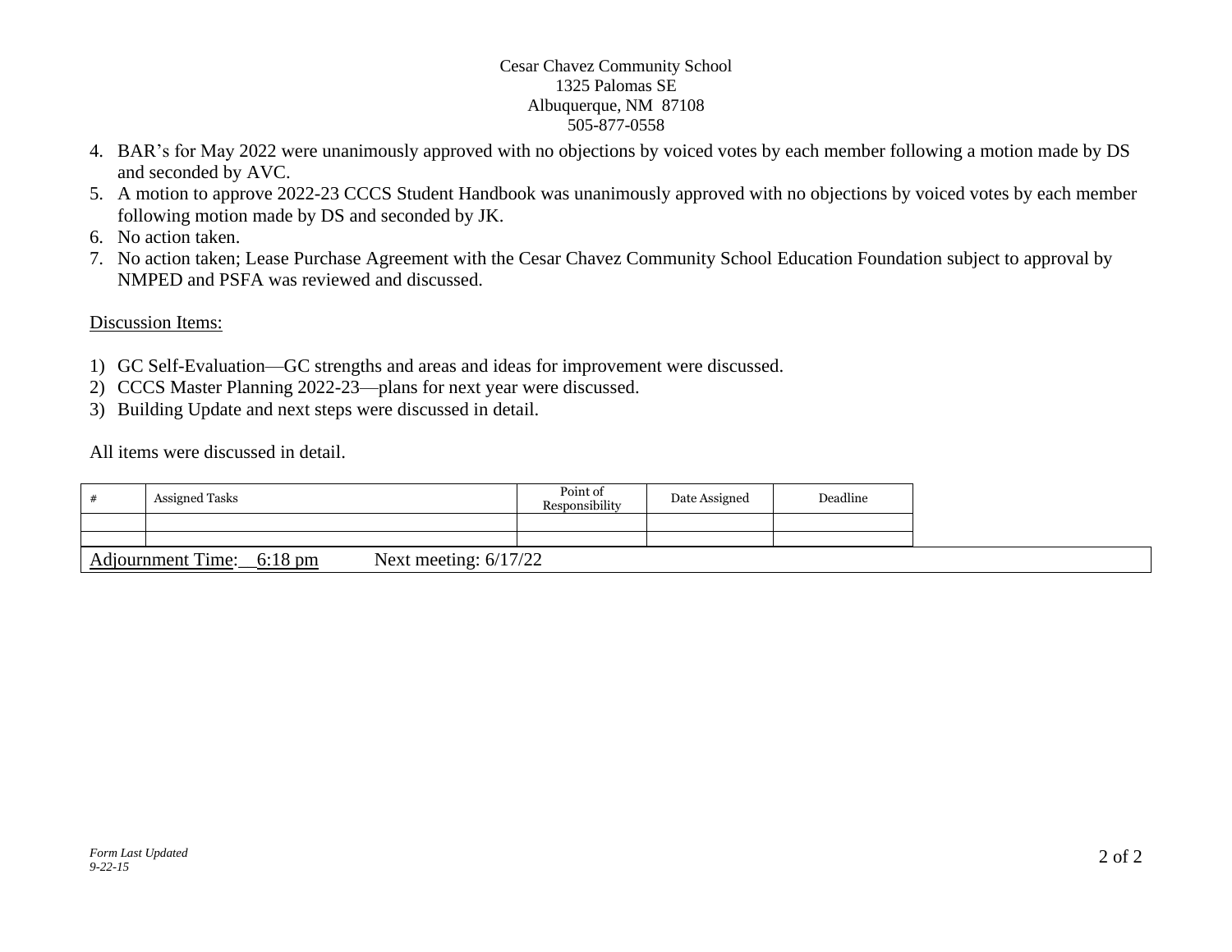Cesar Chavez Community School
1325 Palomas SE
Albuquerque, NM 87108
505-877-0558

4. BAR's for May 2022 were unanimously approved with no objections by voiced votes by each member following a motion made by DS and seconded by AVC.
5. A motion to approve 2022-23 CCCS Student Handbook was unanimously approved with no objections by voiced votes by each member following motion made by DS and seconded by JK.
6. No action taken.
7. No action taken; Lease Purchase Agreement with the Cesar Chavez Community School Education Foundation subject to approval by NMPED and PSFA was reviewed and discussed.

Discussion Items:

1) GC Self-Evaluation—GC strengths and areas and ideas for improvement were discussed.
2) CCCS Master Planning 2022-23—plans for next year were discussed.
3) Building Update and next steps were discussed in detail.

All items were discussed in detail.

| # | Assigned Tasks | Point of Responsibility | Date Assigned | Deadline |
|---|---|---|---|---|
| | | | | |
| | | | | |

Adjournment Time: 6:18 pm Next meeting: 6/17/22

*Form Last Updated 9-22-15*